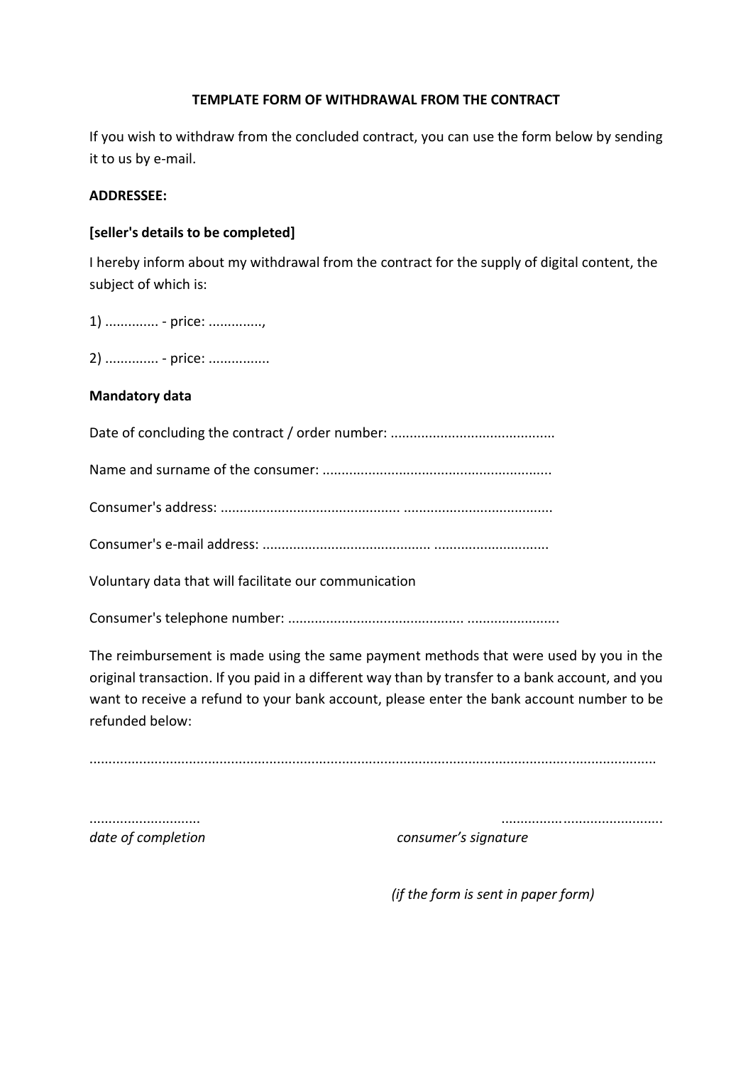# TEMPLATE FORM OF WITHDRAWAL FROM THE CONTRACT

If you wish to withdraw from the concluded contract, you can use the form below by sending it to us by e-mail.

**ADDRESSEE:**

**[seller's details to be completed]**

I hereby inform about my withdrawal from the contract for the supply of digital content, the subject of which is:

1) .............. - price: ..............,

2) .............. - price: ................

**Mandatory data**

Date of concluding the contract / order number: ..........................................

Name and surname of the consumer: ...........................................................

Consumer's address: .............................................. ......................................

Consumer's e-mail address: ........................................... .............................

Voluntary data that will facilitate our communication

Consumer's telephone number: ............................................. .......................

The reimbursement is made using the same payment methods that were used by you in the original transaction. If you paid in a different way than by transfer to a bank account, and you want to receive a refund to your bank account, please enter the bank account number to be refunded below:

..................................................................................................................................................

............................ ..........................................

*date of completion* *consumer's signature*

*(if the form is sent in paper form)*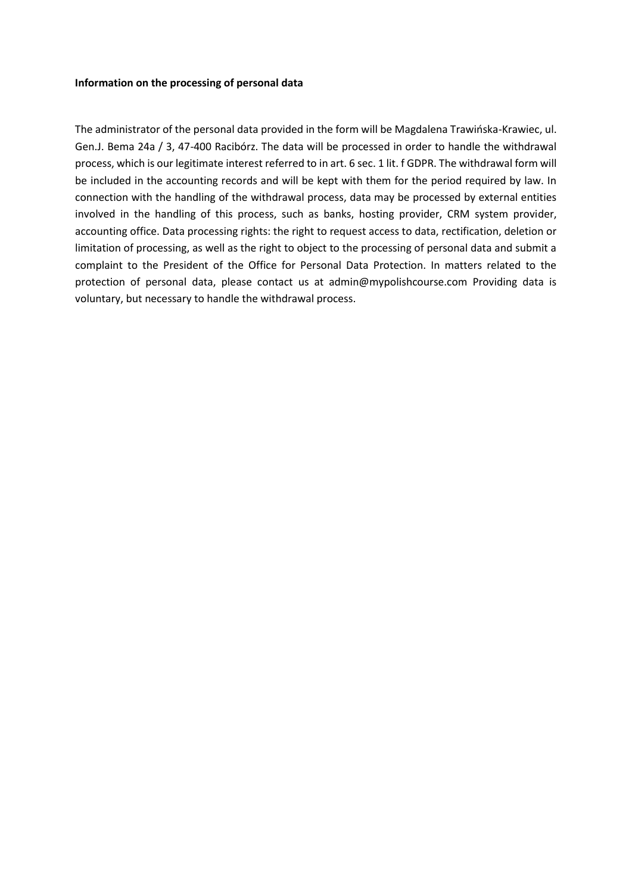**Information on the processing of personal data**

The administrator of the personal data provided in the form will be Magdalena Trawińska-Krawiec, ul. Gen.J. Bema 24a / 3, 47-400 Racibórz. The data will be processed in order to handle the withdrawal process, which is our legitimate interest referred to in art. 6 sec. 1 lit. f GDPR. The withdrawal form will be included in the accounting records and will be kept with them for the period required by law. In connection with the handling of the withdrawal process, data may be processed by external entities involved in the handling of this process, such as banks, hosting provider, CRM system provider, accounting office. Data processing rights: the right to request access to data, rectification, deletion or limitation of processing, as well as the right to object to the processing of personal data and submit a complaint to the President of the Office for Personal Data Protection. In matters related to the protection of personal data, please contact us at admin@mypolishcourse.com Providing data is voluntary, but necessary to handle the withdrawal process.